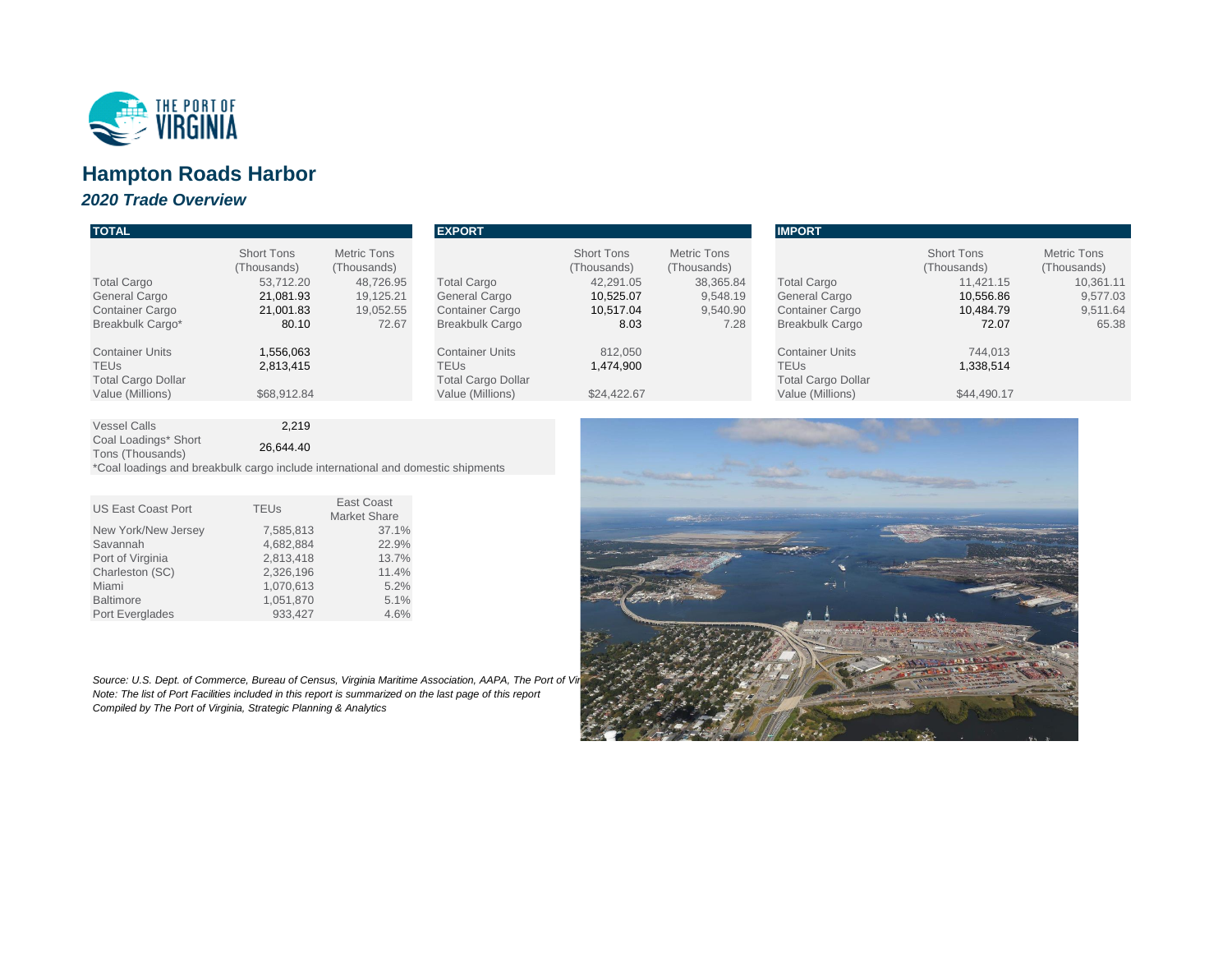THE PORT OF VIRGINIA

# Hampton Roads Harbor

## *2020 Trade Overview*

**TOTAL**

| | Short Tons (Thousands) | Metric Tons (Thousands) |
|---|---|---|
| Total Cargo | 53,712.20 | 48,726.95 |
| General Cargo | 21,081.93 | 19,125.21 |
| Container Cargo | 21,001.83 | 19,052.55 |
| Breakbulk Cargo* | 80.10 | 72.67 |
| Container Units | 1,556,063 | |
| TEUs | 2,813,415 | |
| Total Cargo Dollar Value (Millions) | $68,912.84 | |

**EXPORT**

| | Short Tons (Thousands) | Metric Tons (Thousands) |
|---|---|---|
| Total Cargo | 42,291.05 | 38,365.84 |
| General Cargo | 10,525.07 | 9,548.19 |
| Container Cargo | 10,517.04 | 9,540.90 |
| Breakbulk Cargo | 8.03 | 7.28 |
| Container Units | 812,050 | |
| TEUs | 1,474,900 | |
| Total Cargo Dollar Value (Millions) | $24,422.67 | |

**IMPORT**

| | Short Tons (Thousands) | Metric Tons (Thousands) |
|---|---|---|
| Total Cargo | 11,421.15 | 10,361.11 |
| General Cargo | 10,556.86 | 9,577.03 |
| Container Cargo | 10,484.79 | 9,511.64 |
| Breakbulk Cargo | 72.07 | 65.38 |
| Container Units | 744,013 | |
| TEUs | 1,338,514 | |
| Total Cargo Dollar Value (Millions) | $44,490.17 | |

| | |
|---|---|
| Vessel Calls | 2,219 |
| Coal Loadings* Short Tons (Thousands) | 26,644.40 |

*Coal loadings and breakbulk cargo include international and domestic shipments

| US East Coast Port | TEUs | East Coast Market Share |
|---|---|---|
| New York/New Jersey | 7,585,813 | 37.1% |
| Savannah | 4,682,884 | 22.9% |
| Port of Virginia | 2,813,418 | 13.7% |
| Charleston (SC) | 2,326,196 | 11.4% |
| Miami | 1,070,613 | 5.2% |
| Baltimore | 1,051,870 | 5.1% |
| Port Everglades | 933,427 | 4.6% |

*Source: U.S. Dept. of Commerce, Bureau of Census, Virginia Maritime Association, AAPA, The Port of Vir*
*Note: The list of Port Facilities included in this report is summarized on the last page of this report*
*Compiled by The Port of Virginia, Strategic Planning & Analytics*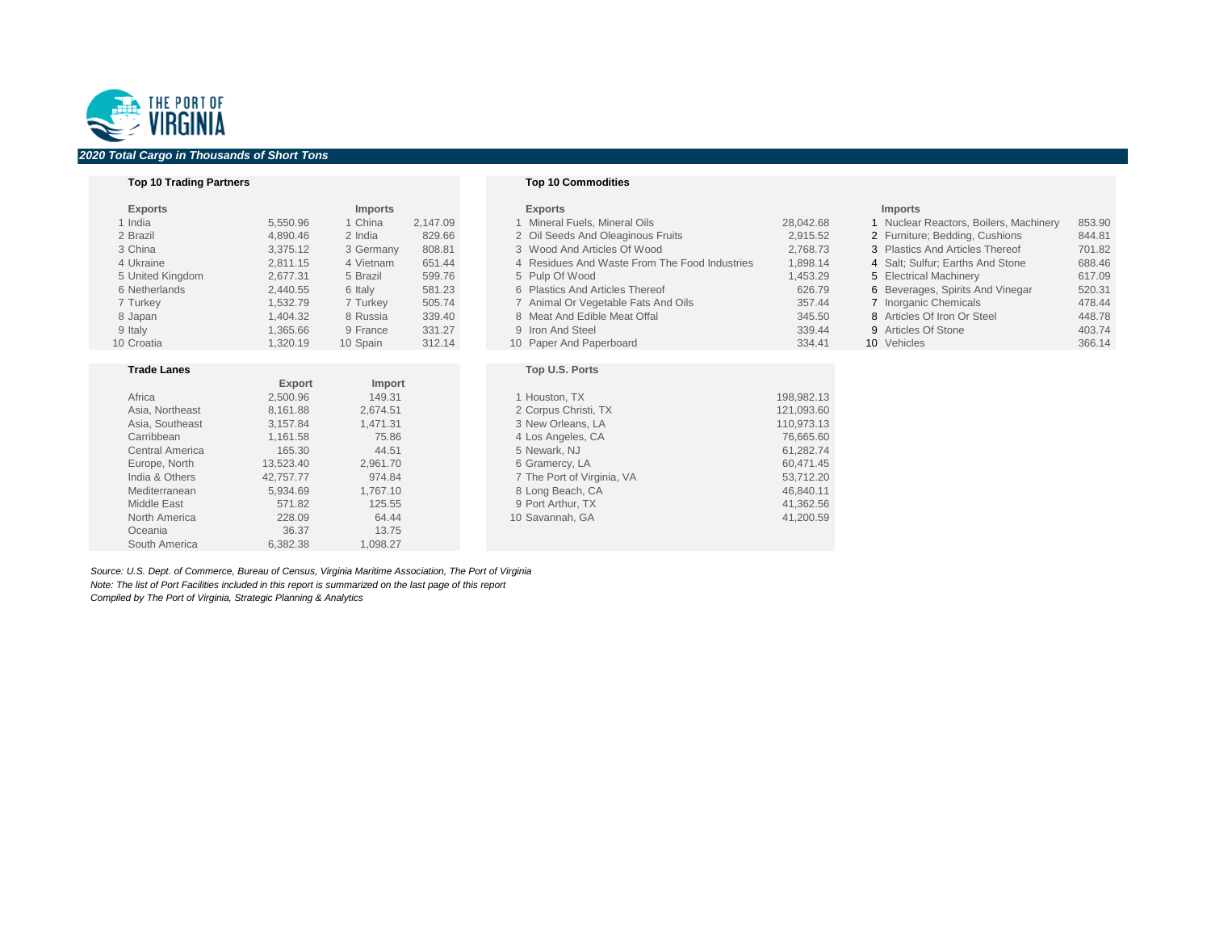THE PORT OF VIRGINIA

## *2020 Total Cargo in Thousands of Short Tons*

### Top 10 Trading Partners

| | Exports | | | Imports | |
|---|---|---|---|---|---|
| 1 | India | 5,550.96 | 1 | China | 2,147.09 |
| 2 | Brazil | 4,890.46 | 2 | India | 829.66 |
| 3 | China | 3,375.12 | 3 | Germany | 808.81 |
| 4 | Ukraine | 2,811.15 | 4 | Vietnam | 651.44 |
| 5 | United Kingdom | 2,677.31 | 5 | Brazil | 599.76 |
| 6 | Netherlands | 2,440.55 | 6 | Italy | 581.23 |
| 7 | Turkey | 1,532.79 | 7 | Turkey | 505.74 |
| 8 | Japan | 1,404.32 | 8 | Russia | 339.40 |
| 9 | Italy | 1,365.66 | 9 | France | 331.27 |
| 10 | Croatia | 1,320.19 | 10 | Spain | 312.14 |

### Top 10 Commodities

| | Exports | | | Imports | |
|---|---|---|---|---|---|
| 1 | Mineral Fuels, Mineral Oils | 28,042.68 | 1 | Nuclear Reactors, Boilers, Machinery | 853.90 |
| 2 | Oil Seeds And Oleaginous Fruits | 2,915.52 | 2 | Furniture; Bedding, Cushions | 844.81 |
| 3 | Wood And Articles Of Wood | 2,768.73 | 3 | Plastics And Articles Thereof | 701.82 |
| 4 | Residues And Waste From The Food Industries | 1,898.14 | 4 | Salt; Sulfur; Earths And Stone | 688.46 |
| 5 | Pulp Of Wood | 1,453.29 | 5 | Electrical Machinery | 617.09 |
| 6 | Plastics And Articles Thereof | 626.79 | 6 | Beverages, Spirits And Vinegar | 520.31 |
| 7 | Animal Or Vegetable Fats And Oils | 357.44 | 7 | Inorganic Chemicals | 478.44 |
| 8 | Meat And Edible Meat Offal | 345.50 | 8 | Articles Of Iron Or Steel | 448.78 |
| 9 | Iron And Steel | 339.44 | 9 | Articles Of Stone | 403.74 |
| 10 | Paper And Paperboard | 334.41 | 10 | Vehicles | 366.14 |

### Trade Lanes

| | Export | Import |
|---|---|---|
| Africa | 2,500.96 | 149.31 |
| Asia, Northeast | 8,161.88 | 2,674.51 |
| Asia, Southeast | 3,157.84 | 1,471.31 |
| Carribbean | 1,161.58 | 75.86 |
| Central America | 165.30 | 44.51 |
| Europe, North | 13,523.40 | 2,961.70 |
| India & Others | 42,757.77 | 974.84 |
| Mediterranean | 5,934.69 | 1,767.10 |
| Middle East | 571.82 | 125.55 |
| North America | 228.09 | 64.44 |
| Oceania | 36.37 | 13.75 |
| South America | 6,382.38 | 1,098.27 |

### Top U.S. Ports

| | Port | |
|---|---|---|
| 1 | Houston, TX | 198,982.13 |
| 2 | Corpus Christi, TX | 121,093.60 |
| 3 | New Orleans, LA | 110,973.13 |
| 4 | Los Angeles, CA | 76,665.60 |
| 5 | Newark, NJ | 61,282.74 |
| 6 | Gramercy, LA | 60,471.45 |
| 7 | The Port of Virginia, VA | 53,712.20 |
| 8 | Long Beach, CA | 46,840.11 |
| 9 | Port Arthur, TX | 41,362.56 |
| 10 | Savannah, GA | 41,200.59 |

*Source: U.S. Dept. of Commerce, Bureau of Census, Virginia Maritime Association, The Port of Virginia*

*Note: The list of Port Facilities included in this report is summarized on the last page of this report*

*Compiled by The Port of Virginia, Strategic Planning & Analytics*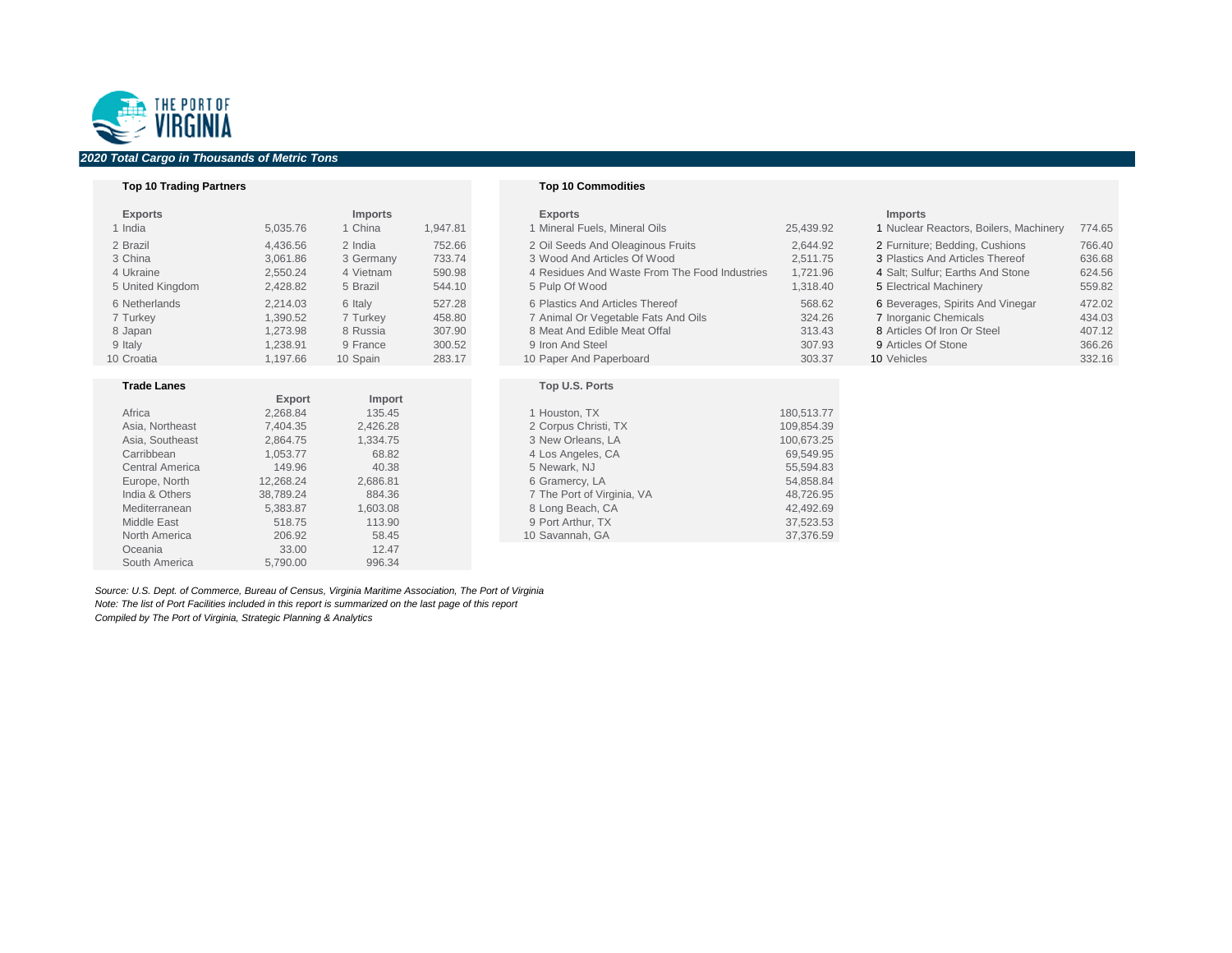## 2020 Total Cargo in Thousands of Metric Tons

### Top 10 Trading Partners

| | Exports | | | Imports | |
|---|---|---|---|---|---|
| 1 | India | 5,035.76 | 1 | China | 1,947.81 |
| 2 | Brazil | 4,436.56 | 2 | India | 752.66 |
| 3 | China | 3,061.86 | 3 | Germany | 733.74 |
| 4 | Ukraine | 2,550.24 | 4 | Vietnam | 590.98 |
| 5 | United Kingdom | 2,428.82 | 5 | Brazil | 544.10 |
| 6 | Netherlands | 2,214.03 | 6 | Italy | 527.28 |
| 7 | Turkey | 1,390.52 | 7 | Turkey | 458.80 |
| 8 | Japan | 1,273.98 | 8 | Russia | 307.90 |
| 9 | Italy | 1,238.91 | 9 | France | 300.52 |
| 10 | Croatia | 1,197.66 | 10 | Spain | 283.17 |

### Top 10 Commodities

| | Exports | | | Imports | |
|---|---|---|---|---|---|
| 1 | Mineral Fuels, Mineral Oils | 25,439.92 | 1 | Nuclear Reactors, Boilers, Machinery | 774.65 |
| 2 | Oil Seeds And Oleaginous Fruits | 2,644.92 | 2 | Furniture; Bedding, Cushions | 766.40 |
| 3 | Wood And Articles Of Wood | 2,511.75 | 3 | Plastics And Articles Thereof | 636.68 |
| 4 | Residues And Waste From The Food Industries | 1,721.96 | 4 | Salt; Sulfur; Earths And Stone | 624.56 |
| 5 | Pulp Of Wood | 1,318.40 | 5 | Electrical Machinery | 559.82 |
| 6 | Plastics And Articles Thereof | 568.62 | 6 | Beverages, Spirits And Vinegar | 472.02 |
| 7 | Animal Or Vegetable Fats And Oils | 324.26 | 7 | Inorganic Chemicals | 434.03 |
| 8 | Meat And Edible Meat Offal | 313.43 | 8 | Articles Of Iron Or Steel | 407.12 |
| 9 | Iron And Steel | 307.93 | 9 | Articles Of Stone | 366.26 |
| 10 | Paper And Paperboard | 303.37 | 10 | Vehicles | 332.16 |

### Trade Lanes

| | Export | Import |
|---|---|---|
| Africa | 2,268.84 | 135.45 |
| Asia, Northeast | 7,404.35 | 2,426.28 |
| Asia, Southeast | 2,864.75 | 1,334.75 |
| Carribbean | 1,053.77 | 68.82 |
| Central America | 149.96 | 40.38 |
| Europe, North | 12,268.24 | 2,686.81 |
| India & Others | 38,789.24 | 884.36 |
| Mediterranean | 5,383.87 | 1,603.08 |
| Middle East | 518.75 | 113.90 |
| North America | 206.92 | 58.45 |
| Oceania | 33.00 | 12.47 |
| South America | 5,790.00 | 996.34 |

### Top U.S. Ports

| | Port | |
|---|---|---|
| 1 | Houston, TX | 180,513.77 |
| 2 | Corpus Christi, TX | 109,854.39 |
| 3 | New Orleans, LA | 100,673.25 |
| 4 | Los Angeles, CA | 69,549.95 |
| 5 | Newark, NJ | 55,594.83 |
| 6 | Gramercy, LA | 54,858.84 |
| 7 | The Port of Virginia, VA | 48,726.95 |
| 8 | Long Beach, CA | 42,492.69 |
| 9 | Port Arthur, TX | 37,523.53 |
| 10 | Savannah, GA | 37,376.59 |

*Source: U.S. Dept. of Commerce, Bureau of Census, Virginia Maritime Association, The Port of Virginia*

*Note: The list of Port Facilities included in this report is summarized on the last page of this report*

*Compiled by The Port of Virginia, Strategic Planning & Analytics*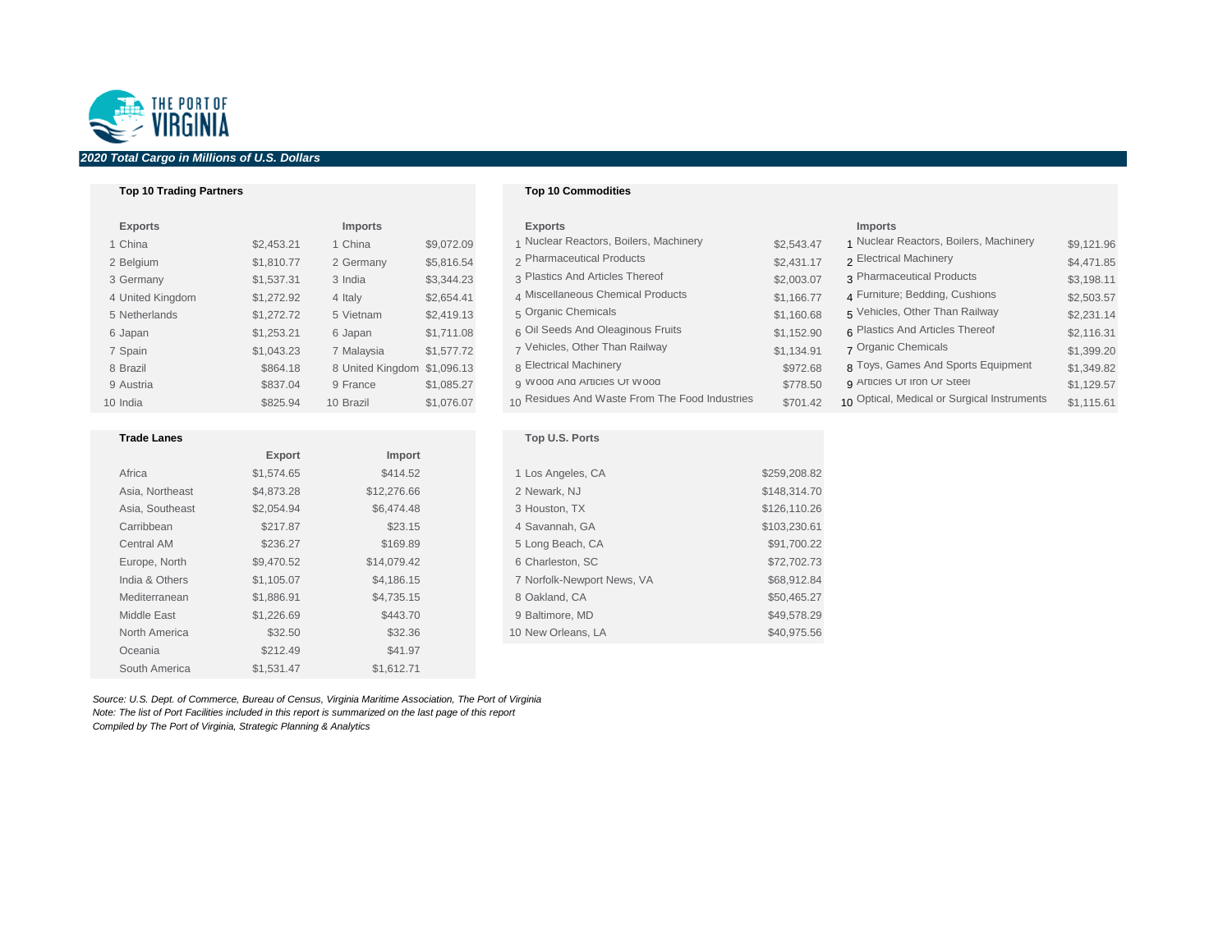*2020 Total Cargo in Millions of U.S. Dollars*

### Top 10 Trading Partners

| Exports | | Imports | |
|---|---|---|---|
| 1 China | $2,453.21 | 1 China | $9,072.09 |
| 2 Belgium | $1,810.77 | 2 Germany | $5,816.54 |
| 3 Germany | $1,537.31 | 3 India | $3,344.23 |
| 4 United Kingdom | $1,272.92 | 4 Italy | $2,654.41 |
| 5 Netherlands | $1,272.72 | 5 Vietnam | $2,419.13 |
| 6 Japan | $1,253.21 | 6 Japan | $1,711.08 |
| 7 Spain | $1,043.23 | 7 Malaysia | $1,577.72 |
| 8 Brazil | $864.18 | 8 United Kingdom | $1,096.13 |
| 9 Austria | $837.04 | 9 France | $1,085.27 |
| 10 India | $825.94 | 10 Brazil | $1,076.07 |

### Top 10 Commodities

| Exports | | Imports | |
|---|---|---|---|
| 1 Nuclear Reactors, Boilers, Machinery | $2,543.47 | 1 Nuclear Reactors, Boilers, Machinery | $9,121.96 |
| 2 Pharmaceutical Products | $2,431.17 | 2 Electrical Machinery | $4,471.85 |
| 3 Plastics And Articles Thereof | $2,003.07 | 3 Pharmaceutical Products | $3,198.11 |
| 4 Miscellaneous Chemical Products | $1,166.77 | 4 Furniture; Bedding, Cushions | $2,503.57 |
| 5 Organic Chemicals | $1,160.68 | 5 Vehicles, Other Than Railway | $2,231.14 |
| 6 Oil Seeds And Oleaginous Fruits | $1,152.90 | 6 Plastics And Articles Thereof | $2,116.31 |
| 7 Vehicles, Other Than Railway | $1,134.91 | 7 Organic Chemicals | $1,399.20 |
| 8 Electrical Machinery | $972.68 | 8 Toys, Games And Sports Equipment | $1,349.82 |
| 9 Wood And Articles Of Wood | $778.50 | 9 Articles Of Iron Or Steel | $1,129.57 |
| 10 Residues And Waste From The Food Industries | $701.42 | 10 Optical, Medical or Surgical Instruments | $1,115.61 |

### Trade Lanes

| | Export | Import |
|---|---|---|
| Africa | $1,574.65 | $414.52 |
| Asia, Northeast | $4,873.28 | $12,276.66 |
| Asia, Southeast | $2,054.94 | $6,474.48 |
| Carribbean | $217.87 | $23.15 |
| Central AM | $236.27 | $169.89 |
| Europe, North | $9,470.52 | $14,079.42 |
| India & Others | $1,105.07 | $4,186.15 |
| Mediterranean | $1,886.91 | $4,735.15 |
| Middle East | $1,226.69 | $443.70 |
| North America | $32.50 | $32.36 |
| Oceania | $212.49 | $41.97 |
| South America | $1,531.47 | $1,612.71 |

### Top U.S. Ports

| Port | Value |
|---|---|
| 1 Los Angeles, CA | $259,208.82 |
| 2 Newark, NJ | $148,314.70 |
| 3 Houston, TX | $126,110.26 |
| 4 Savannah, GA | $103,230.61 |
| 5 Long Beach, CA | $91,700.22 |
| 6 Charleston, SC | $72,702.73 |
| 7 Norfolk-Newport News, VA | $68,912.84 |
| 8 Oakland, CA | $50,465.27 |
| 9 Baltimore, MD | $49,578.29 |
| 10 New Orleans, LA | $40,975.56 |

*Source: U.S. Dept. of Commerce, Bureau of Census, Virginia Maritime Association, The Port of Virginia*
*Note: The list of Port Facilities included in this report is summarized on the last page of this report*
*Compiled by The Port of Virginia, Strategic Planning & Analytics*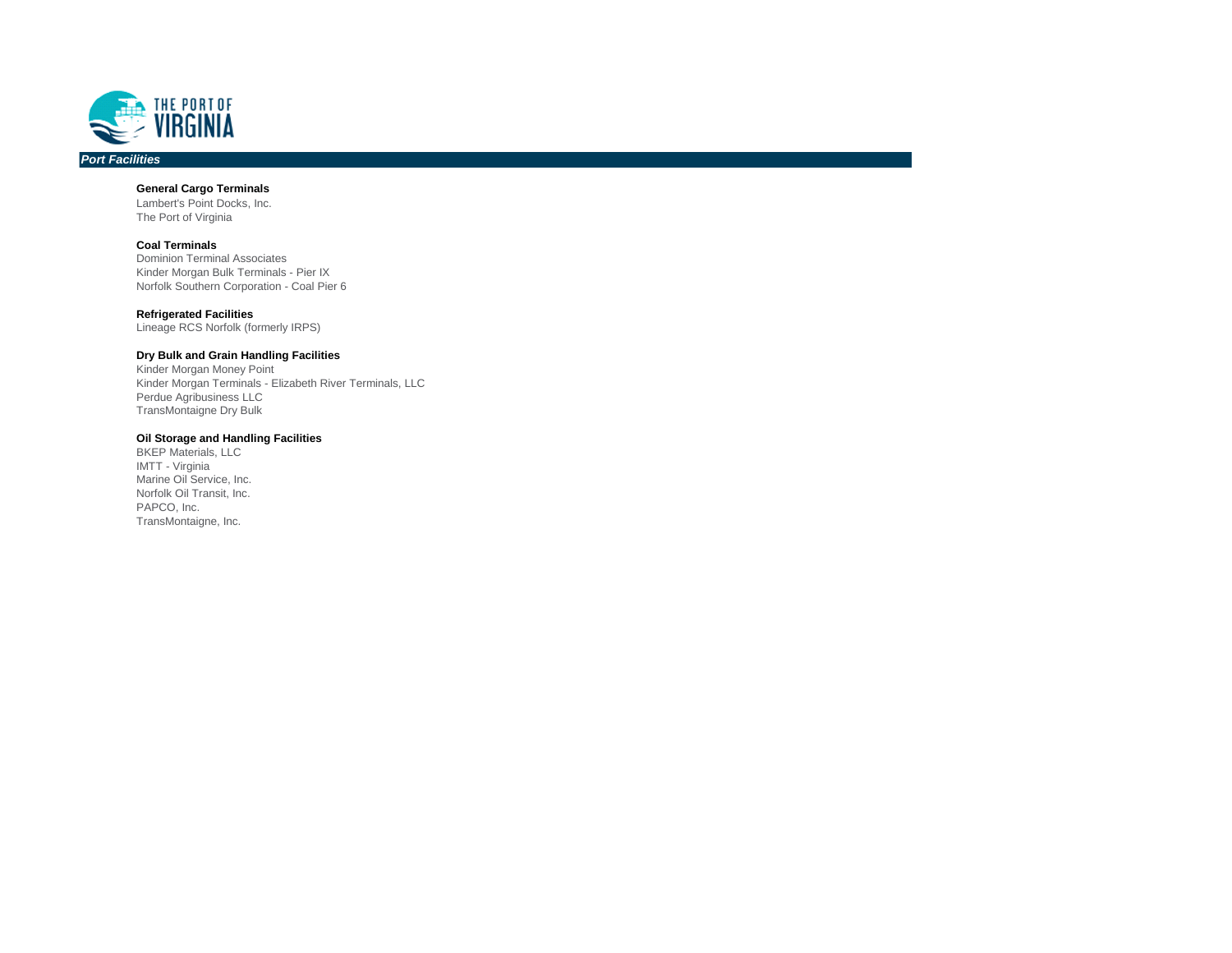THE PORT OF VIRGINIA

## *Port Facilities*

**General Cargo Terminals**

Lambert's Point Docks, Inc.
The Port of Virginia

**Coal Terminals**

Dominion Terminal Associates
Kinder Morgan Bulk Terminals - Pier IX
Norfolk Southern Corporation - Coal Pier 6

**Refrigerated Facilities**

Lineage RCS Norfolk (formerly IRPS)

**Dry Bulk and Grain Handling Facilities**

Kinder Morgan Money Point
Kinder Morgan Terminals - Elizabeth River Terminals, LLC
Perdue Agribusiness LLC
TransMontaigne Dry Bulk

**Oil Storage and Handling Facilities**

BKEP Materials, LLC
IMTT - Virginia
Marine Oil Service, Inc.
Norfolk Oil Transit, Inc.
PAPCO, Inc.
TransMontaigne, Inc.